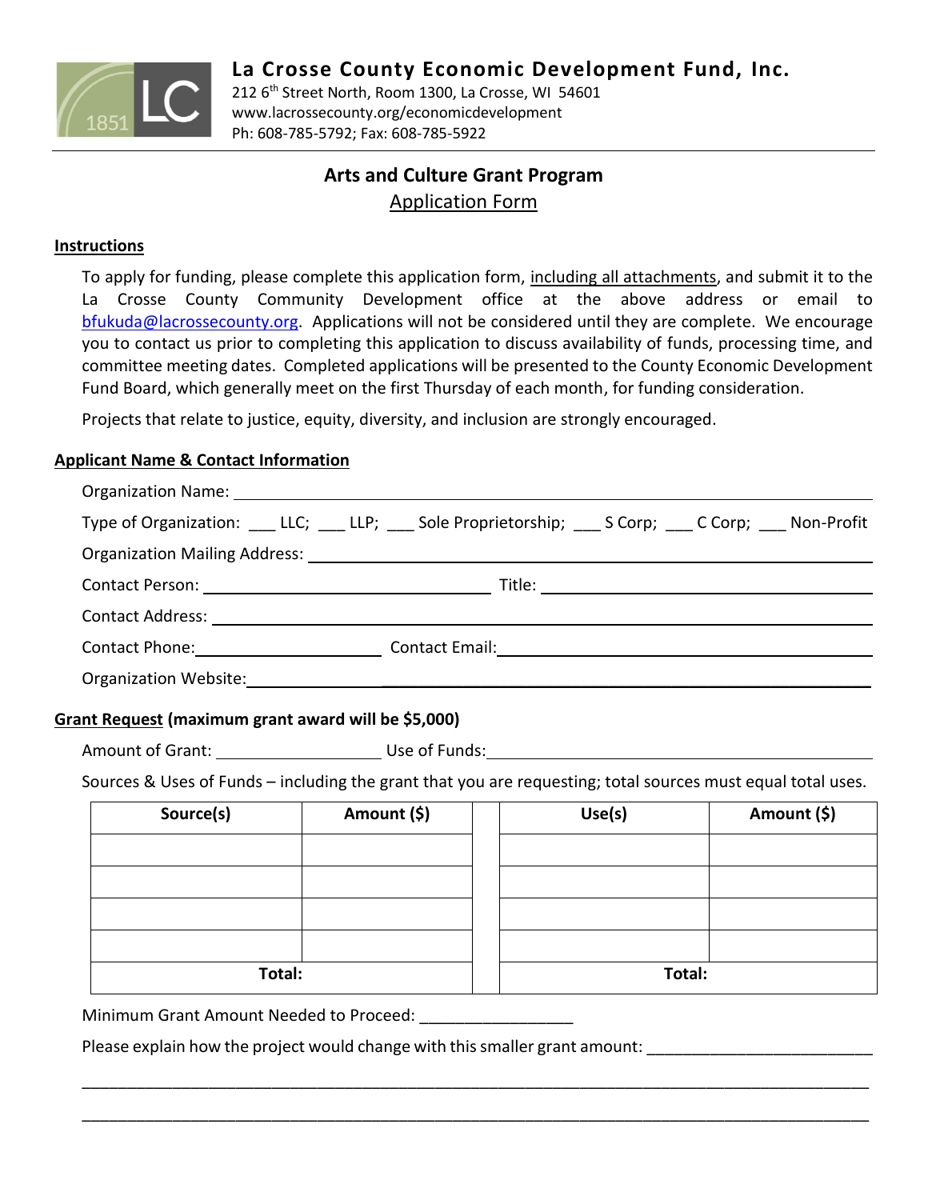# La Crosse County Economic Development Fund, Inc.

212 6th Street North, Room 1300, La Crosse, WI 54601
www.lacrossecounty.org/economicdevelopment
Ph: 608-785-5792; Fax: 608-785-5922

## Arts and Culture Grant Program

Application Form

### Instructions

To apply for funding, please complete this application form, including all attachments, and submit it to the La Crosse County Community Development office at the above address or email to bfukuda@lacrossecounty.org. Applications will not be considered until they are complete. We encourage you to contact us prior to completing this application to discuss availability of funds, processing time, and committee meeting dates. Completed applications will be presented to the County Economic Development Fund Board, which generally meet on the first Thursday of each month, for funding consideration.

Projects that relate to justice, equity, diversity, and inclusion are strongly encouraged.

### Applicant Name & Contact Information

Organization Name: ______________________________

Type of Organization: ___ LLC; ___ LLP; ___ Sole Proprietorship; ___ S Corp; ___ C Corp; ___ Non-Profit

Organization Mailing Address: ______________________________

Contact Person: ______________________ Title: ______________________

Contact Address: ______________________________

Contact Phone: ______________________ Contact Email: ______________________

Organization Website: ______________________________

### Grant Request (maximum grant award will be $5,000)

Amount of Grant: ______________ Use of Funds: ______________________

Sources & Uses of Funds – including the grant that you are requesting; total sources must equal total uses.

| Source(s) | Amount ($) |
|---|---|
| | |
| | |
| | |
| | |
| Total: | |

| Use(s) | Amount ($) |
|---|---|
| | |
| | |
| | |
| | |
| Total: | |

Minimum Grant Amount Needed to Proceed: _________________

Please explain how the project would change with this smaller grant amount: _________________________

_____________________________________________________________________________________

_____________________________________________________________________________________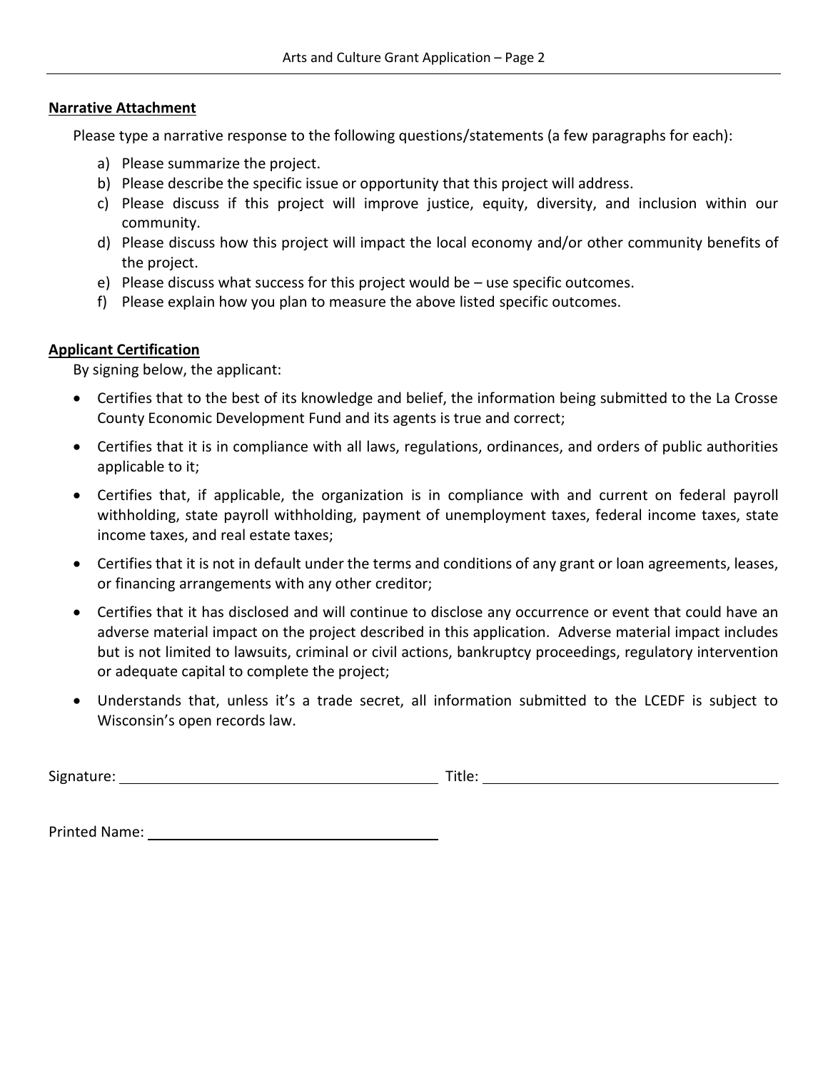**Narrative Attachment**

Please type a narrative response to the following questions/statements (a few paragraphs for each):

a) Please summarize the project.
b) Please describe the specific issue or opportunity that this project will address.
c) Please discuss if this project will improve justice, equity, diversity, and inclusion within our community.
d) Please discuss how this project will impact the local economy and/or other community benefits of the project.
e) Please discuss what success for this project would be – use specific outcomes.
f) Please explain how you plan to measure the above listed specific outcomes.

**Applicant Certification**

By signing below, the applicant:

- Certifies that to the best of its knowledge and belief, the information being submitted to the La Crosse County Economic Development Fund and its agents is true and correct;
- Certifies that it is in compliance with all laws, regulations, ordinances, and orders of public authorities applicable to it;
- Certifies that, if applicable, the organization is in compliance with and current on federal payroll withholding, state payroll withholding, payment of unemployment taxes, federal income taxes, state income taxes, and real estate taxes;
- Certifies that it is not in default under the terms and conditions of any grant or loan agreements, leases, or financing arrangements with any other creditor;
- Certifies that it has disclosed and will continue to disclose any occurrence or event that could have an adverse material impact on the project described in this application. Adverse material impact includes but is not limited to lawsuits, criminal or civil actions, bankruptcy proceedings, regulatory intervention or adequate capital to complete the project;
- Understands that, unless it's a trade secret, all information submitted to the LCEDF is subject to Wisconsin's open records law.

Signature: ______________________________ Title: ______________________________

Printed Name: ______________________________